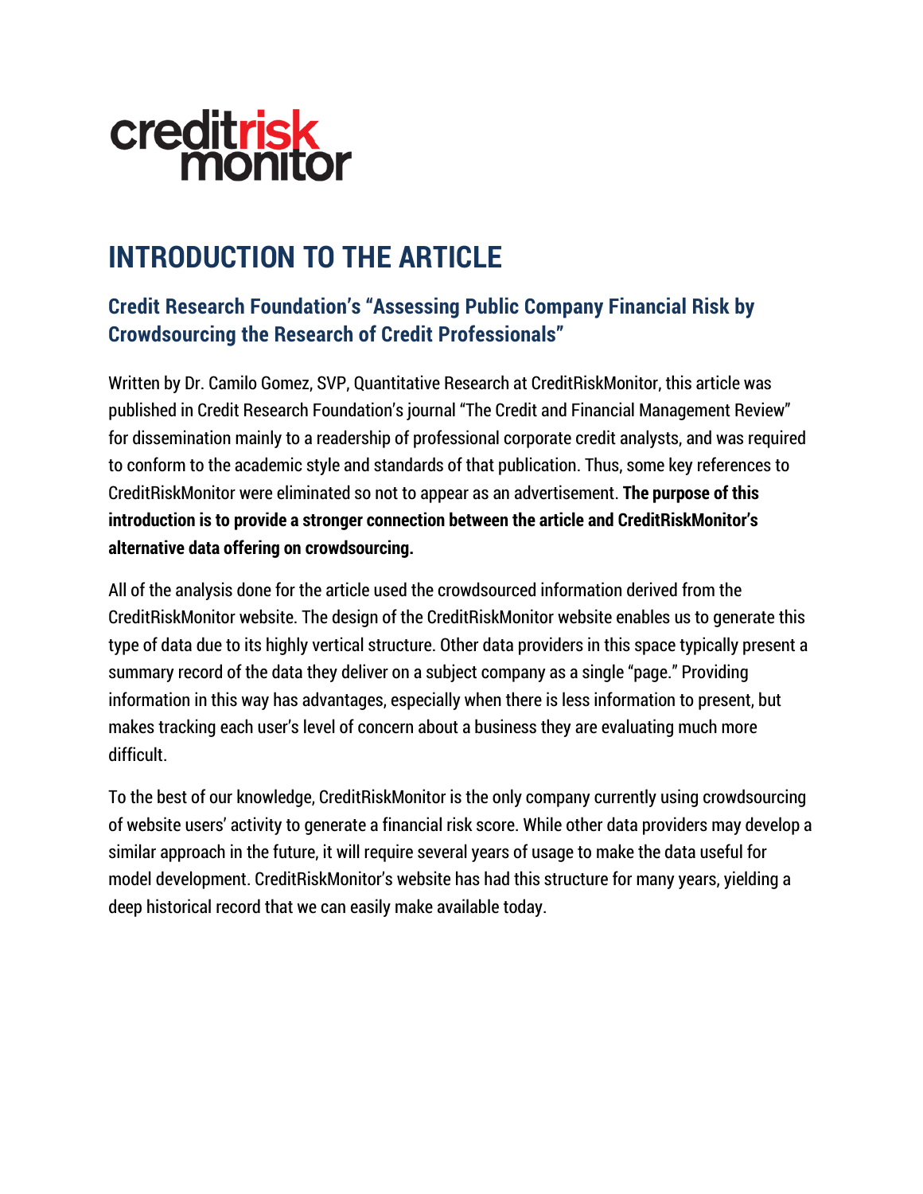creditrisk monitor

# INTRODUCTION TO THE ARTICLE

## Credit Research Foundation's "Assessing Public Company Financial Risk by Crowdsourcing the Research of Credit Professionals"

Written by Dr. Camilo Gomez, SVP, Quantitative Research at CreditRiskMonitor, this article was published in Credit Research Foundation's journal "The Credit and Financial Management Review" for dissemination mainly to a readership of professional corporate credit analysts, and was required to conform to the academic style and standards of that publication. Thus, some key references to CreditRiskMonitor were eliminated so not to appear as an advertisement. **The purpose of this introduction is to provide a stronger connection between the article and CreditRiskMonitor's alternative data offering on crowdsourcing.**

All of the analysis done for the article used the crowdsourced information derived from the CreditRiskMonitor website. The design of the CreditRiskMonitor website enables us to generate this type of data due to its highly vertical structure. Other data providers in this space typically present a summary record of the data they deliver on a subject company as a single "page." Providing information in this way has advantages, especially when there is less information to present, but makes tracking each user's level of concern about a business they are evaluating much more difficult.

To the best of our knowledge, CreditRiskMonitor is the only company currently using crowdsourcing of website users' activity to generate a financial risk score. While other data providers may develop a similar approach in the future, it will require several years of usage to make the data useful for model development. CreditRiskMonitor's website has had this structure for many years, yielding a deep historical record that we can easily make available today.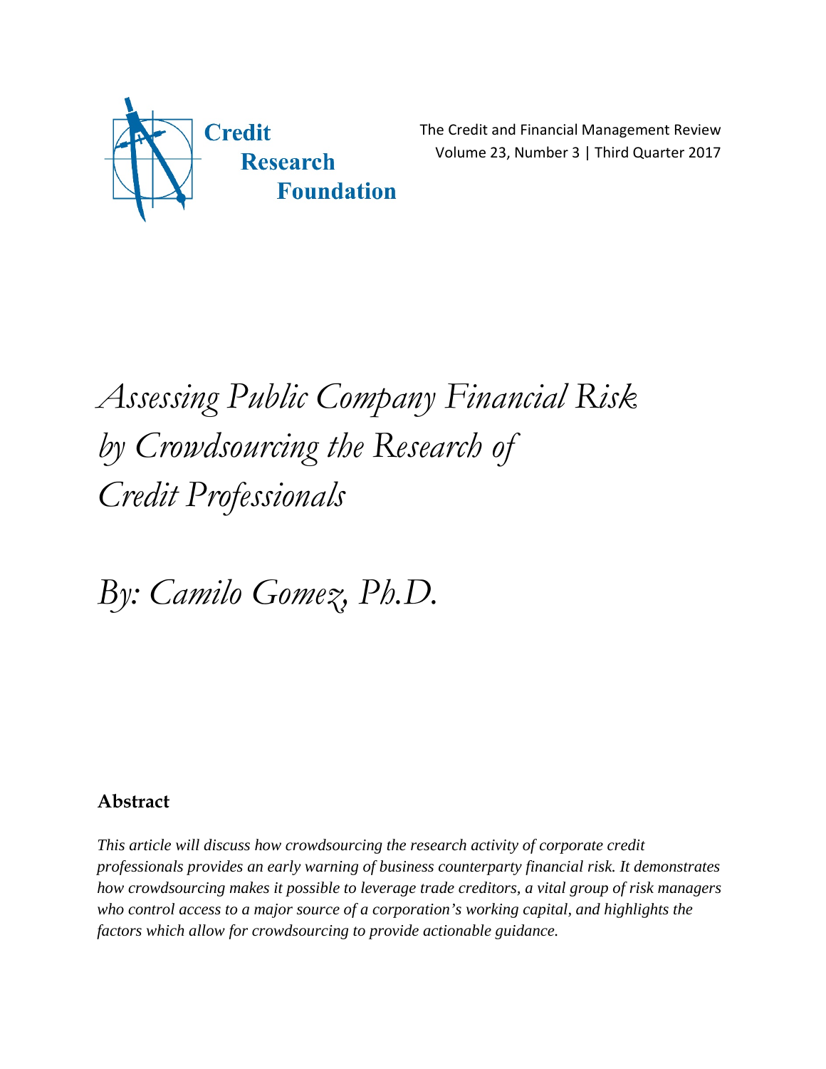# *Assessing Public Company Financial Risk by Crowdsourcing the Research of Credit Professionals*

# *By: Camilo Gomez, Ph.D.*

## Abstract

*This article will discuss how crowdsourcing the research activity of corporate credit professionals provides an early warning of business counterparty financial risk. It demonstrates how crowdsourcing makes it possible to leverage trade creditors, a vital group of risk managers who control access to a major source of a corporation's working capital, and highlights the factors which allow for crowdsourcing to provide actionable guidance.*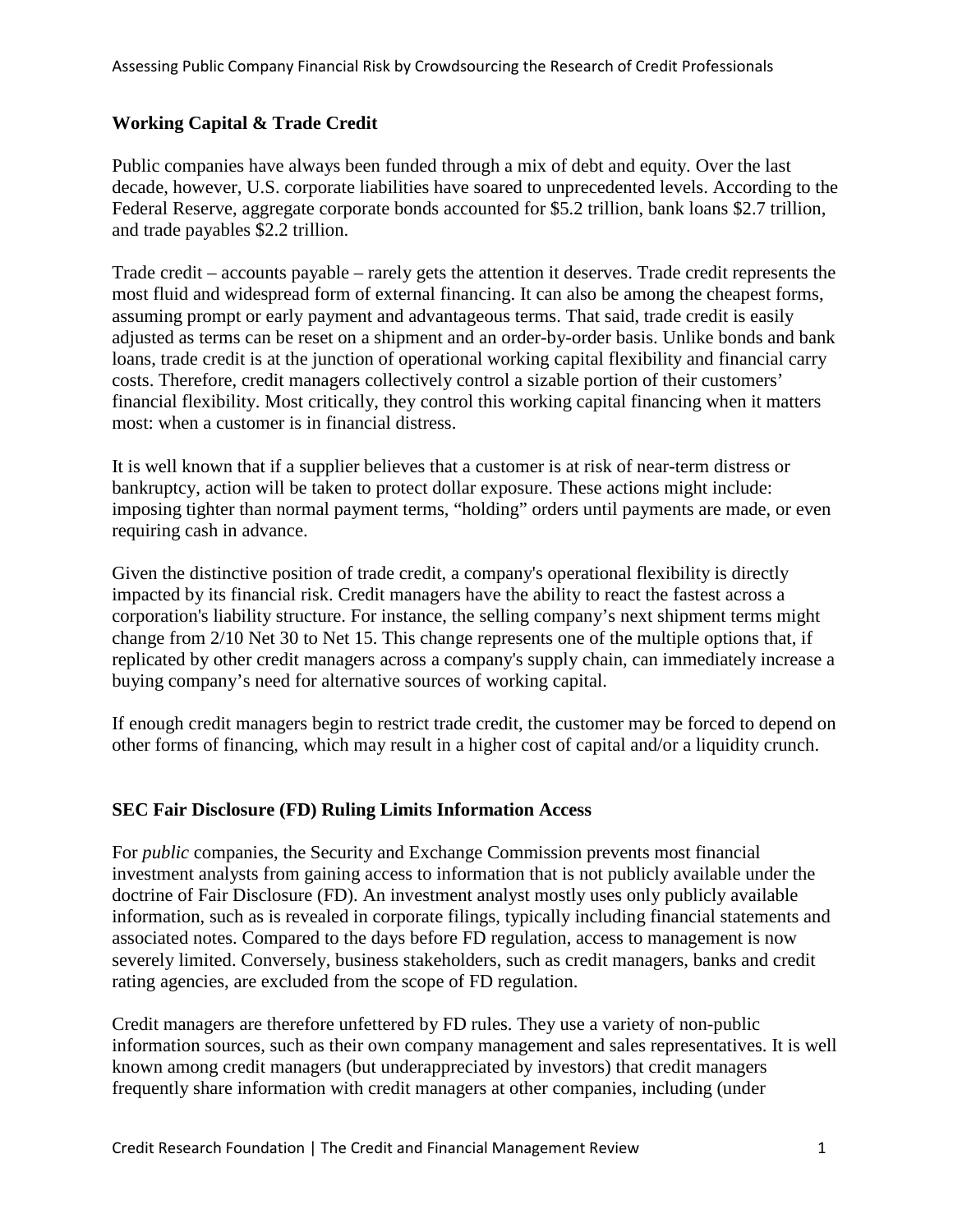### Working Capital & Trade Credit

Public companies have always been funded through a mix of debt and equity. Over the last decade, however, U.S. corporate liabilities have soared to unprecedented levels. According to the Federal Reserve, aggregate corporate bonds accounted for $5.2 trillion, bank loans $2.7 trillion, and trade payables $2.2 trillion.

Trade credit – accounts payable – rarely gets the attention it deserves. Trade credit represents the most fluid and widespread form of external financing. It can also be among the cheapest forms, assuming prompt or early payment and advantageous terms. That said, trade credit is easily adjusted as terms can be reset on a shipment and an order-by-order basis. Unlike bonds and bank loans, trade credit is at the junction of operational working capital flexibility and financial carry costs. Therefore, credit managers collectively control a sizable portion of their customers' financial flexibility. Most critically, they control this working capital financing when it matters most: when a customer is in financial distress.

It is well known that if a supplier believes that a customer is at risk of near-term distress or bankruptcy, action will be taken to protect dollar exposure. These actions might include: imposing tighter than normal payment terms, "holding" orders until payments are made, or even requiring cash in advance.

Given the distinctive position of trade credit, a company's operational flexibility is directly impacted by its financial risk. Credit managers have the ability to react the fastest across a corporation's liability structure. For instance, the selling company's next shipment terms might change from 2/10 Net 30 to Net 15. This change represents one of the multiple options that, if replicated by other credit managers across a company's supply chain, can immediately increase a buying company's need for alternative sources of working capital.

If enough credit managers begin to restrict trade credit, the customer may be forced to depend on other forms of financing, which may result in a higher cost of capital and/or a liquidity crunch.

### SEC Fair Disclosure (FD) Ruling Limits Information Access

For *public* companies, the Security and Exchange Commission prevents most financial investment analysts from gaining access to information that is not publicly available under the doctrine of Fair Disclosure (FD). An investment analyst mostly uses only publicly available information, such as is revealed in corporate filings, typically including financial statements and associated notes. Compared to the days before FD regulation, access to management is now severely limited. Conversely, business stakeholders, such as credit managers, banks and credit rating agencies, are excluded from the scope of FD regulation.

Credit managers are therefore unfettered by FD rules. They use a variety of non-public information sources, such as their own company management and sales representatives. It is well known among credit managers (but underappreciated by investors) that credit managers frequently share information with credit managers at other companies, including (under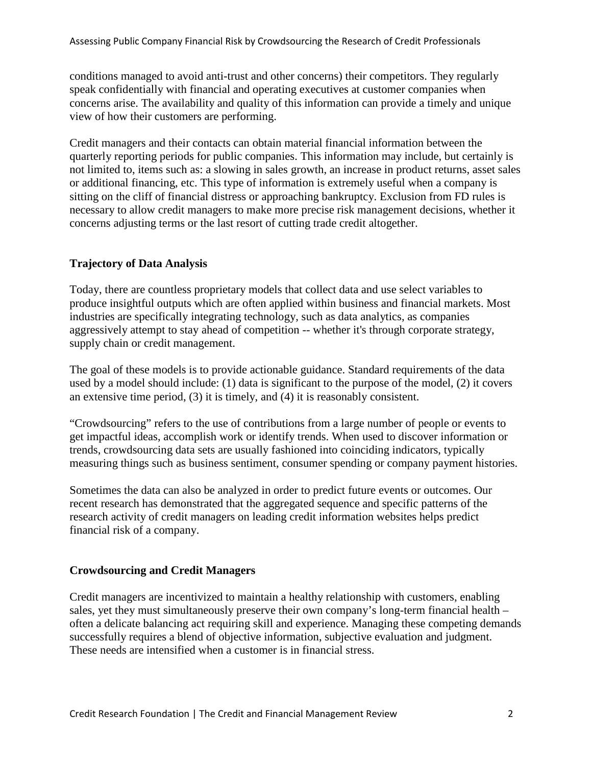conditions managed to avoid anti-trust and other concerns) their competitors. They regularly speak confidentially with financial and operating executives at customer companies when concerns arise. The availability and quality of this information can provide a timely and unique view of how their customers are performing.

Credit managers and their contacts can obtain material financial information between the quarterly reporting periods for public companies. This information may include, but certainly is not limited to, items such as: a slowing in sales growth, an increase in product returns, asset sales or additional financing, etc. This type of information is extremely useful when a company is sitting on the cliff of financial distress or approaching bankruptcy. Exclusion from FD rules is necessary to allow credit managers to make more precise risk management decisions, whether it concerns adjusting terms or the last resort of cutting trade credit altogether.

## Trajectory of Data Analysis

Today, there are countless proprietary models that collect data and use select variables to produce insightful outputs which are often applied within business and financial markets. Most industries are specifically integrating technology, such as data analytics, as companies aggressively attempt to stay ahead of competition -- whether it's through corporate strategy, supply chain or credit management.

The goal of these models is to provide actionable guidance. Standard requirements of the data used by a model should include: (1) data is significant to the purpose of the model, (2) it covers an extensive time period, (3) it is timely, and (4) it is reasonably consistent.

"Crowdsourcing" refers to the use of contributions from a large number of people or events to get impactful ideas, accomplish work or identify trends. When used to discover information or trends, crowdsourcing data sets are usually fashioned into coinciding indicators, typically measuring things such as business sentiment, consumer spending or company payment histories.

Sometimes the data can also be analyzed in order to predict future events or outcomes. Our recent research has demonstrated that the aggregated sequence and specific patterns of the research activity of credit managers on leading credit information websites helps predict financial risk of a company.

## Crowdsourcing and Credit Managers

Credit managers are incentivized to maintain a healthy relationship with customers, enabling sales, yet they must simultaneously preserve their own company's long-term financial health – often a delicate balancing act requiring skill and experience. Managing these competing demands successfully requires a blend of objective information, subjective evaluation and judgment. These needs are intensified when a customer is in financial stress.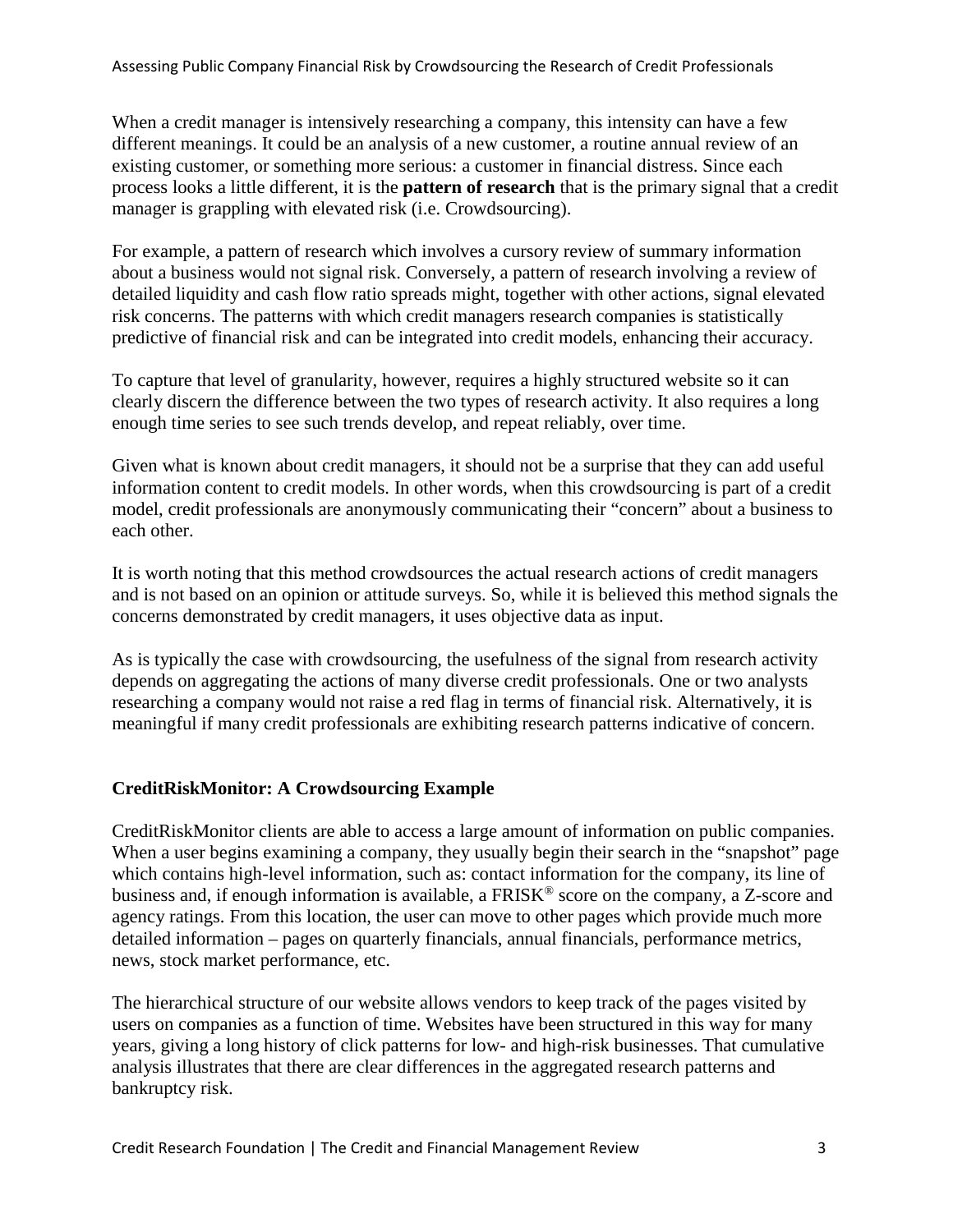When a credit manager is intensively researching a company, this intensity can have a few different meanings. It could be an analysis of a new customer, a routine annual review of an existing customer, or something more serious: a customer in financial distress. Since each process looks a little different, it is the **pattern of research** that is the primary signal that a credit manager is grappling with elevated risk (i.e. Crowdsourcing).

For example, a pattern of research which involves a cursory review of summary information about a business would not signal risk. Conversely, a pattern of research involving a review of detailed liquidity and cash flow ratio spreads might, together with other actions, signal elevated risk concerns. The patterns with which credit managers research companies is statistically predictive of financial risk and can be integrated into credit models, enhancing their accuracy.

To capture that level of granularity, however, requires a highly structured website so it can clearly discern the difference between the two types of research activity. It also requires a long enough time series to see such trends develop, and repeat reliably, over time.

Given what is known about credit managers, it should not be a surprise that they can add useful information content to credit models. In other words, when this crowdsourcing is part of a credit model, credit professionals are anonymously communicating their "concern" about a business to each other.

It is worth noting that this method crowdsources the actual research actions of credit managers and is not based on an opinion or attitude surveys. So, while it is believed this method signals the concerns demonstrated by credit managers, it uses objective data as input.

As is typically the case with crowdsourcing, the usefulness of the signal from research activity depends on aggregating the actions of many diverse credit professionals. One or two analysts researching a company would not raise a red flag in terms of financial risk. Alternatively, it is meaningful if many credit professionals are exhibiting research patterns indicative of concern.

## CreditRiskMonitor: A Crowdsourcing Example

CreditRiskMonitor clients are able to access a large amount of information on public companies. When a user begins examining a company, they usually begin their search in the "snapshot" page which contains high-level information, such as: contact information for the company, its line of business and, if enough information is available, a FRISK® score on the company, a Z-score and agency ratings. From this location, the user can move to other pages which provide much more detailed information – pages on quarterly financials, annual financials, performance metrics, news, stock market performance, etc.

The hierarchical structure of our website allows vendors to keep track of the pages visited by users on companies as a function of time. Websites have been structured in this way for many years, giving a long history of click patterns for low- and high-risk businesses. That cumulative analysis illustrates that there are clear differences in the aggregated research patterns and bankruptcy risk.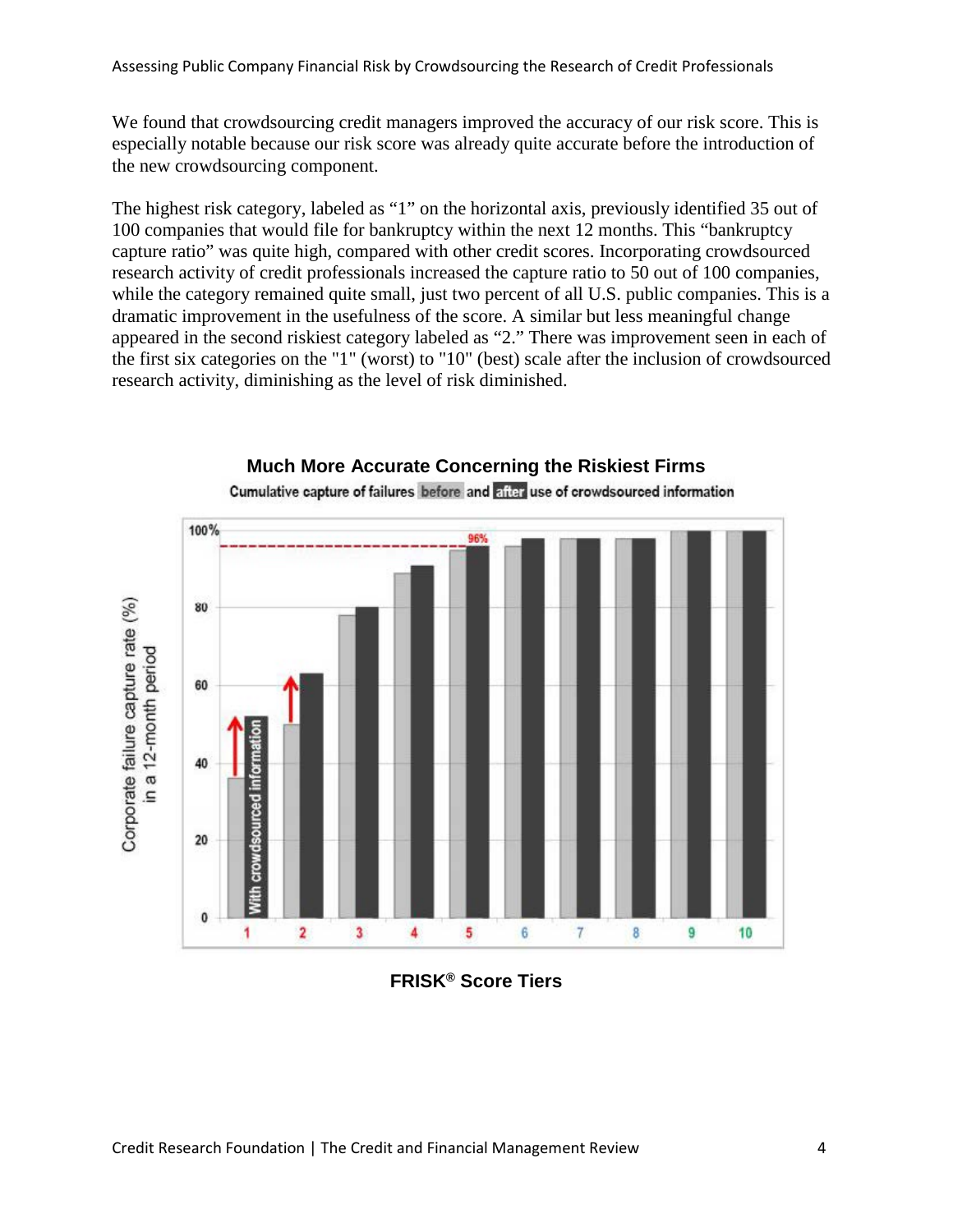We found that crowdsourcing credit managers improved the accuracy of our risk score. This is especially notable because our risk score was already quite accurate before the introduction of the new crowdsourcing component.

The highest risk category, labeled as "1" on the horizontal axis, previously identified 35 out of 100 companies that would file for bankruptcy within the next 12 months. This "bankruptcy capture ratio" was quite high, compared with other credit scores. Incorporating crowdsourced research activity of credit professionals increased the capture ratio to 50 out of 100 companies, while the category remained quite small, just two percent of all U.S. public companies. This is a dramatic improvement in the usefulness of the score. A similar but less meaningful change appeared in the second riskiest category labeled as "2." There was improvement seen in each of the first six categories on the "1" (worst) to "10" (best) scale after the inclusion of crowdsourced research activity, diminishing as the level of risk diminished.

**Much More Accurate Concerning the Riskiest Firms**

Cumulative capture of failures before and after use of crowdsourced information

**FRISK® Score Tiers**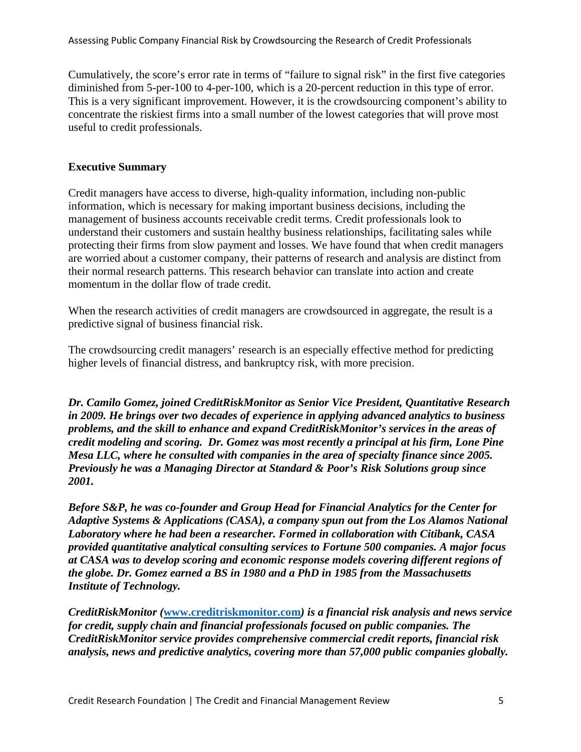Cumulatively, the score's error rate in terms of "failure to signal risk" in the first five categories diminished from 5-per-100 to 4-per-100, which is a 20-percent reduction in this type of error. This is a very significant improvement. However, it is the crowdsourcing component's ability to concentrate the riskiest firms into a small number of the lowest categories that will prove most useful to credit professionals.

## Executive Summary

Credit managers have access to diverse, high-quality information, including non-public information, which is necessary for making important business decisions, including the management of business accounts receivable credit terms. Credit professionals look to understand their customers and sustain healthy business relationships, facilitating sales while protecting their firms from slow payment and losses. We have found that when credit managers are worried about a customer company, their patterns of research and analysis are distinct from their normal research patterns. This research behavior can translate into action and create momentum in the dollar flow of trade credit.

When the research activities of credit managers are crowdsourced in aggregate, the result is a predictive signal of business financial risk.

The crowdsourcing credit managers' research is an especially effective method for predicting higher levels of financial distress, and bankruptcy risk, with more precision.

***Dr. Camilo Gomez, joined CreditRiskMonitor as Senior Vice President, Quantitative Research in 2009. He brings over two decades of experience in applying advanced analytics to business problems, and the skill to enhance and expand CreditRiskMonitor's services in the areas of credit modeling and scoring. Dr. Gomez was most recently a principal at his firm, Lone Pine Mesa LLC, where he consulted with companies in the area of specialty finance since 2005. Previously he was a Managing Director at Standard & Poor's Risk Solutions group since 2001.***

***Before S&P, he was co-founder and Group Head for Financial Analytics for the Center for Adaptive Systems & Applications (CASA), a company spun out from the Los Alamos National Laboratory where he had been a researcher. Formed in collaboration with Citibank, CASA provided quantitative analytical consulting services to Fortune 500 companies. A major focus at CASA was to develop scoring and economic response models covering different regions of the globe. Dr. Gomez earned a BS in 1980 and a PhD in 1985 from the Massachusetts Institute of Technology.***

***CreditRiskMonitor (www.creditriskmonitor.com) is a financial risk analysis and news service for credit, supply chain and financial professionals focused on public companies. The CreditRiskMonitor service provides comprehensive commercial credit reports, financial risk analysis, news and predictive analytics, covering more than 57,000 public companies globally.***